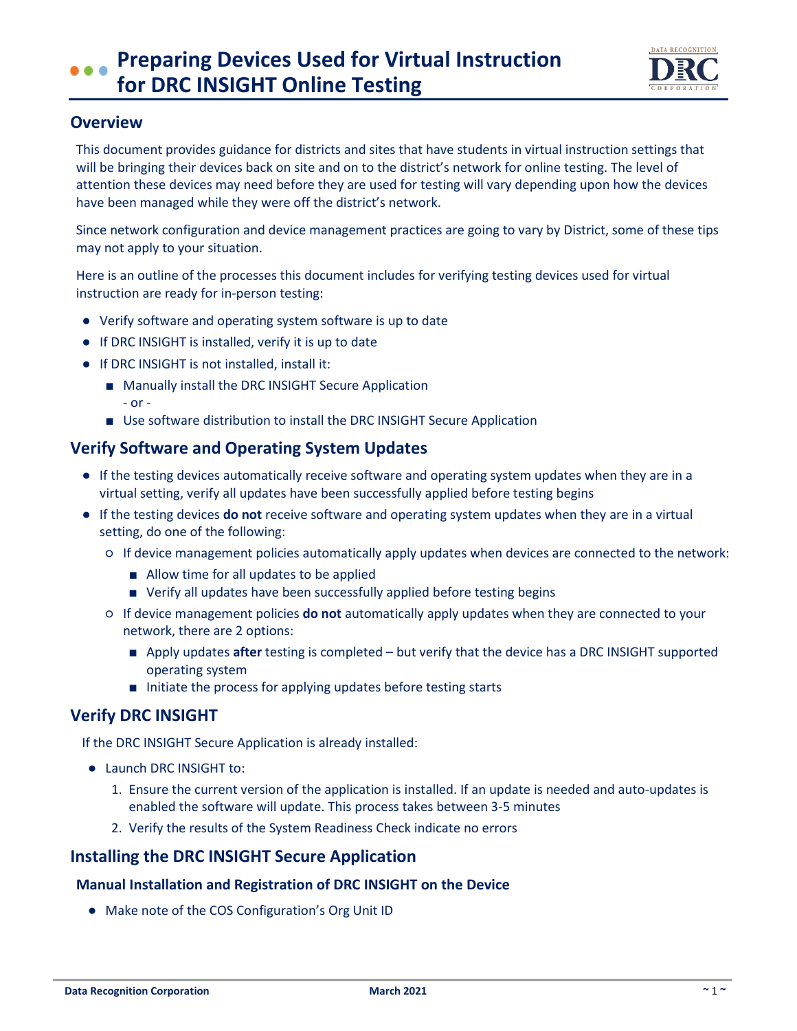# Preparing Devices Used for Virtual Instruction for DRC INSIGHT Online Testing

## Overview

This document provides guidance for districts and sites that have students in virtual instruction settings that will be bringing their devices back on site and on to the district's network for online testing. The level of attention these devices may need before they are used for testing will vary depending upon how the devices have been managed while they were off the district's network.

Since network configuration and device management practices are going to vary by District, some of these tips may not apply to your situation.

Here is an outline of the processes this document includes for verifying testing devices used for virtual instruction are ready for in-person testing:

- Verify software and operating system software is up to date
- If DRC INSIGHT is installed, verify it is up to date
- If DRC INSIGHT is not installed, install it:
  - Manually install the DRC INSIGHT Secure Application
    - or -
  - Use software distribution to install the DRC INSIGHT Secure Application

## Verify Software and Operating System Updates

- If the testing devices automatically receive software and operating system updates when they are in a virtual setting, verify all updates have been successfully applied before testing begins
- If the testing devices **do not** receive software and operating system updates when they are in a virtual setting, do one of the following:
  - If device management policies automatically apply updates when devices are connected to the network:
    - Allow time for all updates to be applied
    - Verify all updates have been successfully applied before testing begins
  - If device management policies **do not** automatically apply updates when they are connected to your network, there are 2 options:
    - Apply updates **after** testing is completed – but verify that the device has a DRC INSIGHT supported operating system
    - Initiate the process for applying updates before testing starts

## Verify DRC INSIGHT

If the DRC INSIGHT Secure Application is already installed:

- Launch DRC INSIGHT to:
  1. Ensure the current version of the application is installed. If an update is needed and auto-updates is enabled the software will update. This process takes between 3-5 minutes
  2. Verify the results of the System Readiness Check indicate no errors

## Installing the DRC INSIGHT Secure Application

### Manual Installation and Registration of DRC INSIGHT on the Device

- Make note of the COS Configuration's Org Unit ID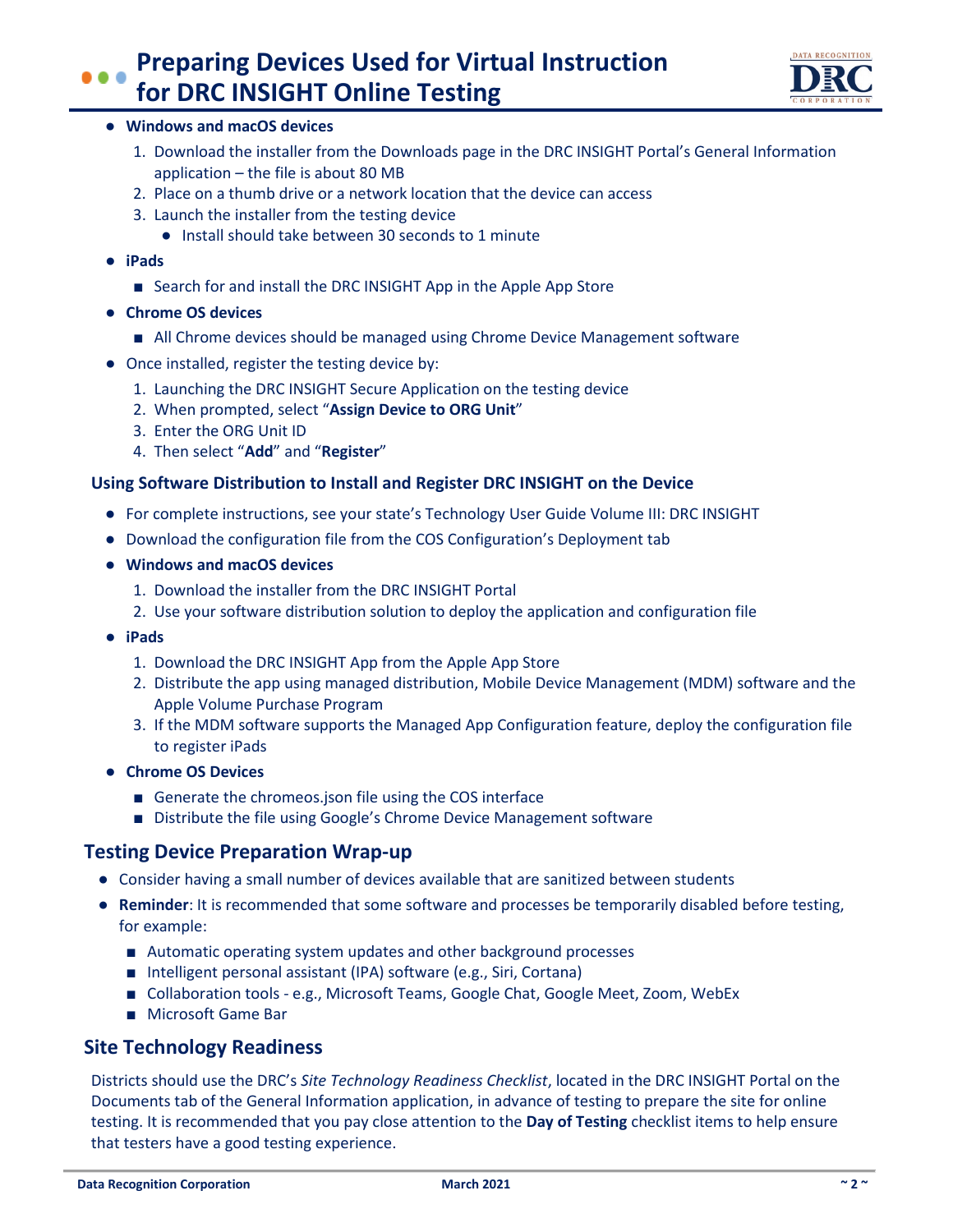- **Windows and macOS devices**
  1. Download the installer from the Downloads page in the DRC INSIGHT Portal's General Information application – the file is about 80 MB
  2. Place on a thumb drive or a network location that the device can access
  3. Launch the installer from the testing device
     - Install should take between 30 seconds to 1 minute
- **iPads**
  - Search for and install the DRC INSIGHT App in the Apple App Store
- **Chrome OS devices**
  - All Chrome devices should be managed using Chrome Device Management software
- Once installed, register the testing device by:
  1. Launching the DRC INSIGHT Secure Application on the testing device
  2. When prompted, select "**Assign Device to ORG Unit**"
  3. Enter the ORG Unit ID
  4. Then select "**Add**" and "**Register**"

### Using Software Distribution to Install and Register DRC INSIGHT on the Device

- For complete instructions, see your state's Technology User Guide Volume III: DRC INSIGHT
- Download the configuration file from the COS Configuration's Deployment tab
- **Windows and macOS devices**
  1. Download the installer from the DRC INSIGHT Portal
  2. Use your software distribution solution to deploy the application and configuration file
- **iPads**
  1. Download the DRC INSIGHT App from the Apple App Store
  2. Distribute the app using managed distribution, Mobile Device Management (MDM) software and the Apple Volume Purchase Program
  3. If the MDM software supports the Managed App Configuration feature, deploy the configuration file to register iPads
- **Chrome OS Devices**
  - Generate the chromeos.json file using the COS interface
  - Distribute the file using Google's Chrome Device Management software

## Testing Device Preparation Wrap-up

- Consider having a small number of devices available that are sanitized between students
- **Reminder**: It is recommended that some software and processes be temporarily disabled before testing, for example:
  - Automatic operating system updates and other background processes
  - Intelligent personal assistant (IPA) software (e.g., Siri, Cortana)
  - Collaboration tools - e.g., Microsoft Teams, Google Chat, Google Meet, Zoom, WebEx
  - Microsoft Game Bar

## Site Technology Readiness

Districts should use the DRC's *Site Technology Readiness Checklist*, located in the DRC INSIGHT Portal on the Documents tab of the General Information application, in advance of testing to prepare the site for online testing. It is recommended that you pay close attention to the **Day of Testing** checklist items to help ensure that testers have a good testing experience.